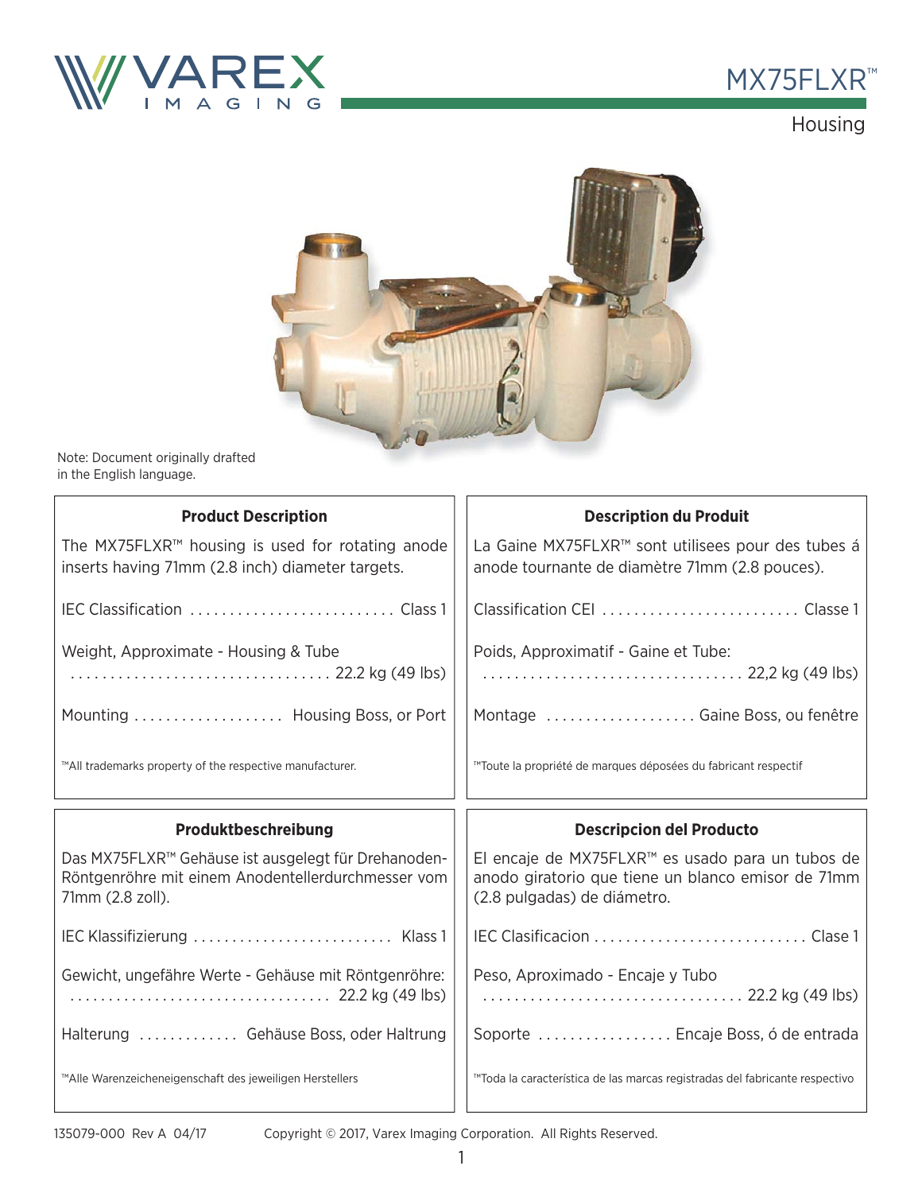# VAREX IMAGING

# MX75FLXR™

## Housing

Note: Document originally drafted in the English language.

### Product Description

The MX75FLXR™ housing is used for rotating anode inserts having 71mm (2.8 inch) diameter targets.

IEC Classification .......................... Class 1

Weight, Approximate - Housing & Tube ................................. 22.2 kg (49 lbs)

Mounting ................... Housing Boss, or Port

™All trademarks property of the respective manufacturer.

### Description du Produit

La Gaine MX75FLXR™ sont utilisees pour des tubes á anode tournante de diamètre 71mm (2.8 pouces).

Classification CEI ......................... Classe 1

Poids, Approximatif - Gaine et Tube: ................................. 22,2 kg (49 lbs)

Montage ................... Gaine Boss, ou fenêtre

™Toute la propriété de marques déposées du fabricant respectif

### Produktbeschreibung

Das MX75FLXR™ Gehäuse ist ausgelegt für Drehanoden-Röntgenröhre mit einem Anodentellerdurchmesser vom 71mm (2.8 zoll).

IEC Klassifizierung .......................... Klass 1

Gewicht, ungefähre Werte - Gehäuse mit Röntgenröhre: ................................. 22.2 kg (49 lbs)

Halterung ............. Gehäuse Boss, oder Haltrung

™Alle Warenzeicheneigenschaft des jeweiligen Herstellers

### Descripcion del Producto

El encaje de MX75FLXR™ es usado para un tubos de anodo giratorio que tiene un blanco emisor de 71mm (2.8 pulgadas) de diámetro.

IEC Clasificacion ........................... Clase 1

Peso, Aproximado - Encaje y Tubo ................................. 22.2 kg (49 lbs)

Soporte ................. Encaje Boss, ó de entrada

™Toda la característica de las marcas registradas del fabricante respectivo

135079-000 Rev A 04/17 Copyright © 2017, Varex Imaging Corporation. All Rights Reserved.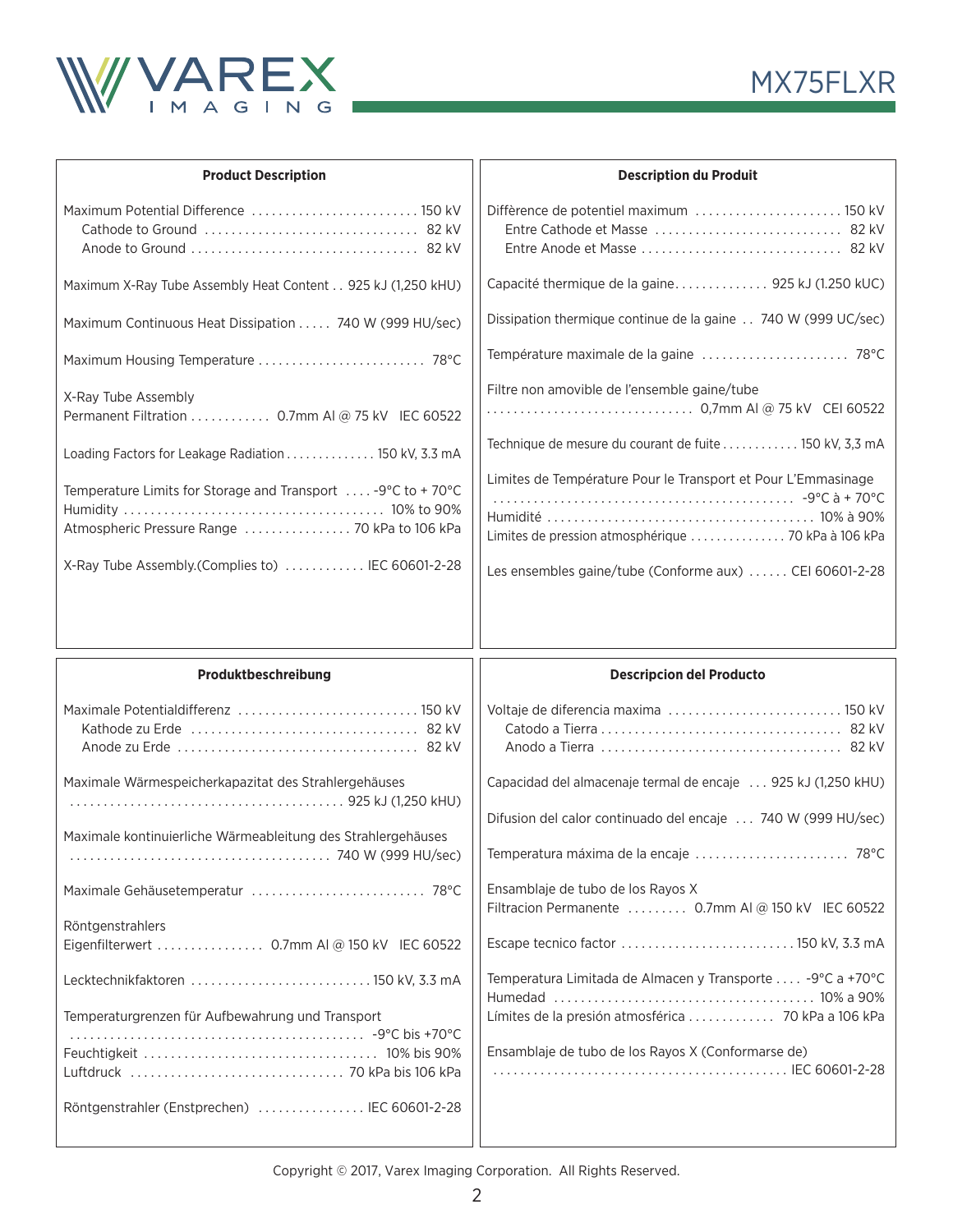# MX75FLXR

## Product Description

| | |
|---|---|
| Maximum Potential Difference | 150 kV |
| Cathode to Ground | 82 kV |
| Anode to Ground | 82 kV |
| Maximum X-Ray Tube Assembly Heat Content | 925 kJ (1,250 kHU) |
| Maximum Continuous Heat Dissipation | 740 W (999 HU/sec) |
| Maximum Housing Temperature | 78°C |
| X-Ray Tube Assembly Permanent Filtration | 0.7mm Al @ 75 kV IEC 60522 |
| Loading Factors for Leakage Radiation | 150 kV, 3.3 mA |
| Temperature Limits for Storage and Transport | -9°C to + 70°C |
| Humidity | 10% to 90% |
| Atmospheric Pressure Range | 70 kPa to 106 kPa |
| X-Ray Tube Assembly.(Complies to) | IEC 60601-2-28 |

## Description du Produit

| | |
|---|---|
| Diffèrence de potentiel maximum | 150 kV |
| Entre Cathode et Masse | 82 kV |
| Entre Anode et Masse | 82 kV |
| Capacité thermique de la gaine | 925 kJ (1.250 kUC) |
| Dissipation thermique continue de la gaine | 740 W (999 UC/sec) |
| Température maximale de la gaine | 78°C |
| Filtre non amovible de l'ensemble gaine/tube | 0,7mm Al @ 75 kV CEI 60522 |
| Technique de mesure du courant de fuite | 150 kV, 3,3 mA |
| Limites de Température Pour le Transport et Pour L'Emmasinage | -9°C à + 70°C |
| Humidité | 10% à 90% |
| Limites de pression atmosphérique | 70 kPa à 106 kPa |
| Les ensembles gaine/tube (Conforme aux) | CEI 60601-2-28 |

## Produktbeschreibung

| | |
|---|---|
| Maximale Potentialdifferenz | 150 kV |
| Kathode zu Erde | 82 kV |
| Anode zu Erde | 82 kV |
| Maximale Wärmespeicherkapazitat des Strahlergehäuses | 925 kJ (1,250 kHU) |
| Maximale kontinuierliche Wärmeableitung des Strahlergehäuses | 740 W (999 HU/sec) |
| Maximale Gehäusetemperatur | 78°C |
| Röntgenstrahlers Eigenfilterwert | 0.7mm Al @ 150 kV IEC 60522 |
| Lecktechnikfaktoren | 150 kV, 3.3 mA |
| Temperaturgrenzen für Aufbewahrung und Transport | -9°C bis +70°C |
| Feuchtigkeit | 10% bis 90% |
| Luftdruck | 70 kPa bis 106 kPa |
| Röntgenstrahler (Enstprechen) | IEC 60601-2-28 |

## Descripcion del Producto

| | |
|---|---|
| Voltaje de diferencia maxima | 150 kV |
| Catodo a Tierra | 82 kV |
| Anodo a Tierra | 82 kV |
| Capacidad del almacenaje termal de encaje | 925 kJ (1,250 kHU) |
| Difusion del calor continuado del encaje | 740 W (999 HU/sec) |
| Temperatura máxima de la encaje | 78°C |
| Ensamblaje de tubo de los Rayos X Filtracion Permanente | 0.7mm Al @ 150 kV IEC 60522 |
| Escape tecnico factor | 150 kV, 3.3 mA |
| Temperatura Limitada de Almacen y Transporte | -9°C a +70°C |
| Humedad | 10% a 90% |
| Límites de la presión atmosférica | 70 kPa a 106 kPa |
| Ensamblaje de tubo de los Rayos X (Conformarse de) | IEC 60601-2-28 |

Copyright © 2017, Varex Imaging Corporation. All Rights Reserved.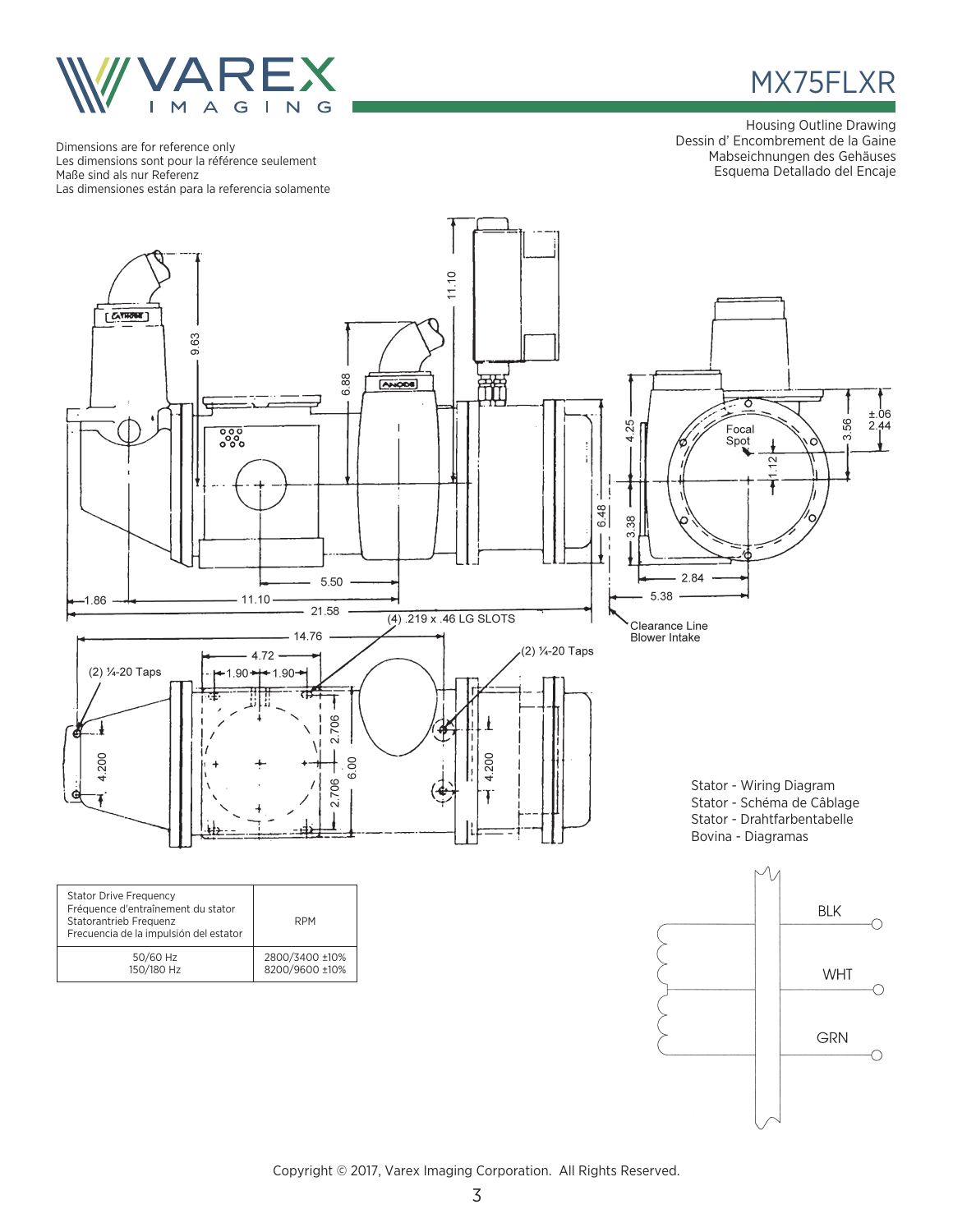# MX75FLXR

Housing Outline Drawing
Dessin d' Encombrement de la Gaine
Mabseichnungen des Gehäuses
Esquema Detallado del Encaje

Dimensions are for reference only
Les dimensions sont pour la référence seulement
Maße sind als nur Referenz
Las dimensiones están para la referencia solamente

CATHODE
ANODE
Focal Spot
(4) .219 x .46 LG SLOTS
(2) ¼-20 Taps
(2) ¼-20 Taps
Clearance Line Blower Intake

9.63, 6.88, 11.10, 4.25, 6.48, 3.38, 3.56, ±.06 2.44, 1.12, 2.84, 5.38, 5.50, 1.86, 11.10, 21.58, 14.76, 4.72, 1.90, 1.90, 4.200, 2.706, 2.706, 6.00, 4.200

Stator - Wiring Diagram
Stator - Schéma de Câblage
Stator - Drahtfarbentabelle
Bovina - Diagramas

BLK
WHT
GRN

| Stator Drive Frequency<br>Fréquence d'entraînement du stator<br>Statorantrieb Frequenz<br>Frecuencia de la impulsión del estator | RPM |
|---|---|
| 50/60 Hz<br>150/180 Hz | 2800/3400 ±10%<br>8200/9600 ±10% |

Copyright © 2017, Varex Imaging Corporation. All Rights Reserved.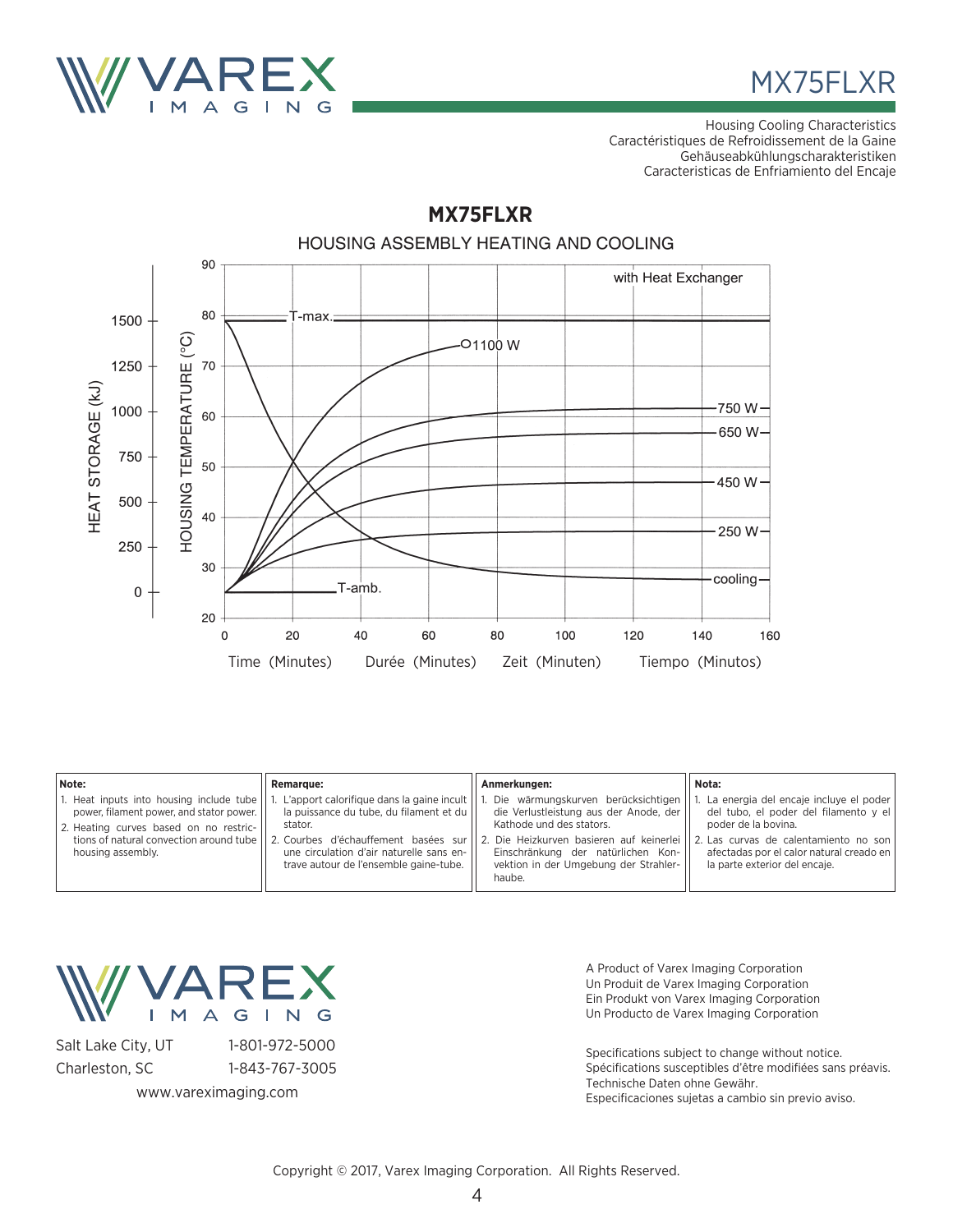# MX75FLXR

Housing Cooling Characteristics
Caractéristiques de Refroidissement de la Gaine
Gehäuseabkühlungscharakteristiken
Caracteristicas de Enfriamiento del Encaje

**MX75FLXR**

HOUSING ASSEMBLY HEATING AND COOLING

with Heat Exchanger

HEAT STORAGE (kJ): 0, 250, 500, 750, 1000, 1250, 1500

HOUSING TEMPERATURE (°C): 20, 30, 40, 50, 60, 70, 80, 90

T-max.

T-amb.

1100 W

750 W

650 W

450 W

250 W

cooling

0, 20, 40, 60, 80, 100, 120, 140, 160

Time (Minutes) Durée (Minutes) Zeit (Minuten) Tiempo (Minutos)

| Note: | Remarque: | Anmerkungen: | Nota: |
|---|---|---|---|
| 1. Heat inputs into housing include tube power, filament power, and stator power.<br>2. Heating curves based on no restrictions of natural convection around tube housing assembly. | 1. L'apport calorifique dans la gaine incult la puissance du tube, du filament et du stator.<br>2. Courbes d'échauffement basées sur une circulation d'air naturelle sans entrave autour de l'ensemble gaine-tube. | 1. Die wärmungskurven berücksichtigen die Verlustleistung aus der Anode, der Kathode und des stators.<br>2. Die Heizkurven basieren auf keinerlei Einschränkung der natürlichen Konvektion in der Umgebung der Strahlerhaube. | 1. La energia del encaje incluye el poder del tubo, el poder del filamento y el poder de la bovina.<br>2. Las curvas de calentamiento no son afectadas por el calor natural creado en la parte exterior del encaje. |

Salt Lake City, UT 1-801-972-5000
Charleston, SC 1-843-767-3005
www.vareximaging.com

A Product of Varex Imaging Corporation
Un Produit de Varex Imaging Corporation
Ein Produkt von Varex Imaging Corporation
Un Producto de Varex Imaging Corporation

Specifications subject to change without notice.
Spécifications susceptibles d'être modifiées sans préavis.
Technische Daten ohne Gewähr.
Especificaciones sujetas a cambio sin previo aviso.

Copyright © 2017, Varex Imaging Corporation. All Rights Reserved.